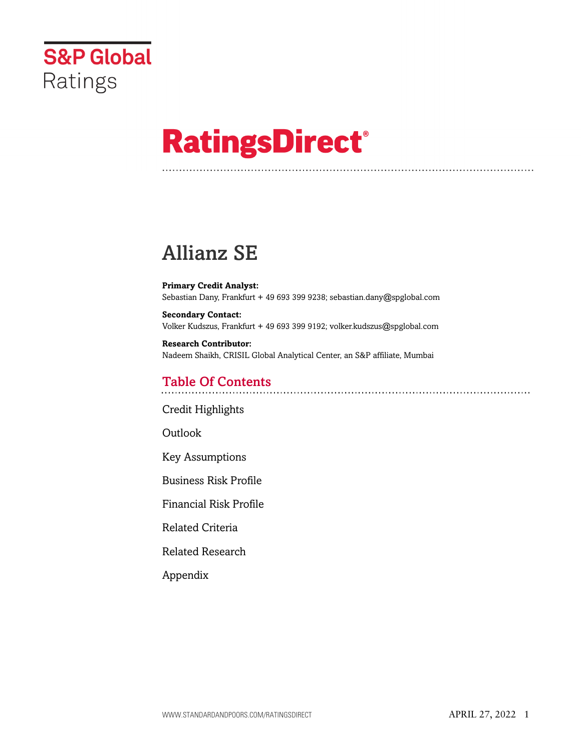S&P Global Ratings

# RatingsDirect®

# Allianz SE

**Primary Credit Analyst:**
Sebastian Dany, Frankfurt + 49 693 399 9238; sebastian.dany@spglobal.com

**Secondary Contact:**
Volker Kudszus, Frankfurt + 49 693 399 9192; volker.kudszus@spglobal.com

**Research Contributor:**
Nadeem Shaikh, CRISIL Global Analytical Center, an S&P affiliate, Mumbai

## Table Of Contents

Credit Highlights

Outlook

Key Assumptions

Business Risk Profile

Financial Risk Profile

Related Criteria

Related Research

Appendix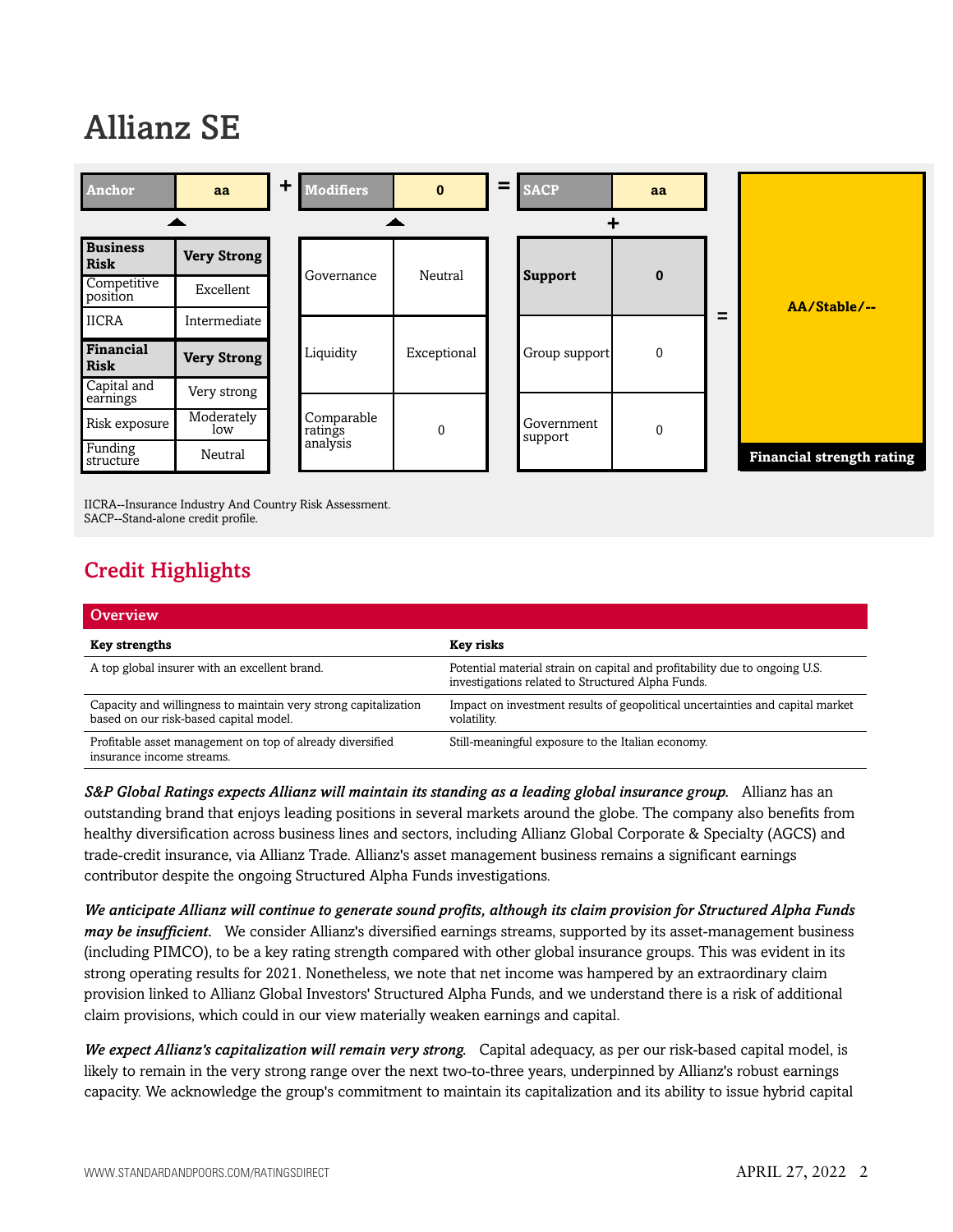# Allianz SE

| Anchor | aa |
|---|---|
| **Business Risk** | **Very Strong** |
| Competitive position | Excellent |
| IICRA | Intermediate |
| **Financial Risk** | **Very Strong** |
| Capital and earnings | Very strong |
| Risk exposure | Moderately low |
| Funding structure | Neutral |

\+

| Modifiers | 0 |
|---|---|
| Governance | Neutral |
| Liquidity | Exceptional |
| Comparable ratings analysis | 0 |

=

| SACP | aa |
|---|---|

\+

| **Support** | **0** |
|---|---|
| Group support | 0 |
| Government support | 0 |

= **AA/Stable/--** Financial strength rating

IICRA--Insurance Industry And Country Risk Assessment.
SACP--Stand-alone credit profile.

## Credit Highlights

| Overview | |
|---|---|
| **Key strengths** | **Key risks** |
| A top global insurer with an excellent brand. | Potential material strain on capital and profitability due to ongoing U.S. investigations related to Structured Alpha Funds. |
| Capacity and willingness to maintain very strong capitalization based on our risk-based capital model. | Impact on investment results of geopolitical uncertainties and capital market volatility. |
| Profitable asset management on top of already diversified insurance income streams. | Still-meaningful exposure to the Italian economy. |

***S&P Global Ratings expects Allianz will maintain its standing as a leading global insurance group.*** Allianz has an outstanding brand that enjoys leading positions in several markets around the globe. The company also benefits from healthy diversification across business lines and sectors, including Allianz Global Corporate & Specialty (AGCS) and trade-credit insurance, via Allianz Trade. Allianz's asset management business remains a significant earnings contributor despite the ongoing Structured Alpha Funds investigations.

***We anticipate Allianz will continue to generate sound profits, although its claim provision for Structured Alpha Funds may be insufficient.*** We consider Allianz's diversified earnings streams, supported by its asset-management business (including PIMCO), to be a key rating strength compared with other global insurance groups. This was evident in its strong operating results for 2021. Nonetheless, we note that net income was hampered by an extraordinary claim provision linked to Allianz Global Investors' Structured Alpha Funds, and we understand there is a risk of additional claim provisions, which could in our view materially weaken earnings and capital.

***We expect Allianz's capitalization will remain very strong.*** Capital adequacy, as per our risk-based capital model, is likely to remain in the very strong range over the next two-to-three years, underpinned by Allianz's robust earnings capacity. We acknowledge the group's commitment to maintain its capitalization and its ability to issue hybrid capital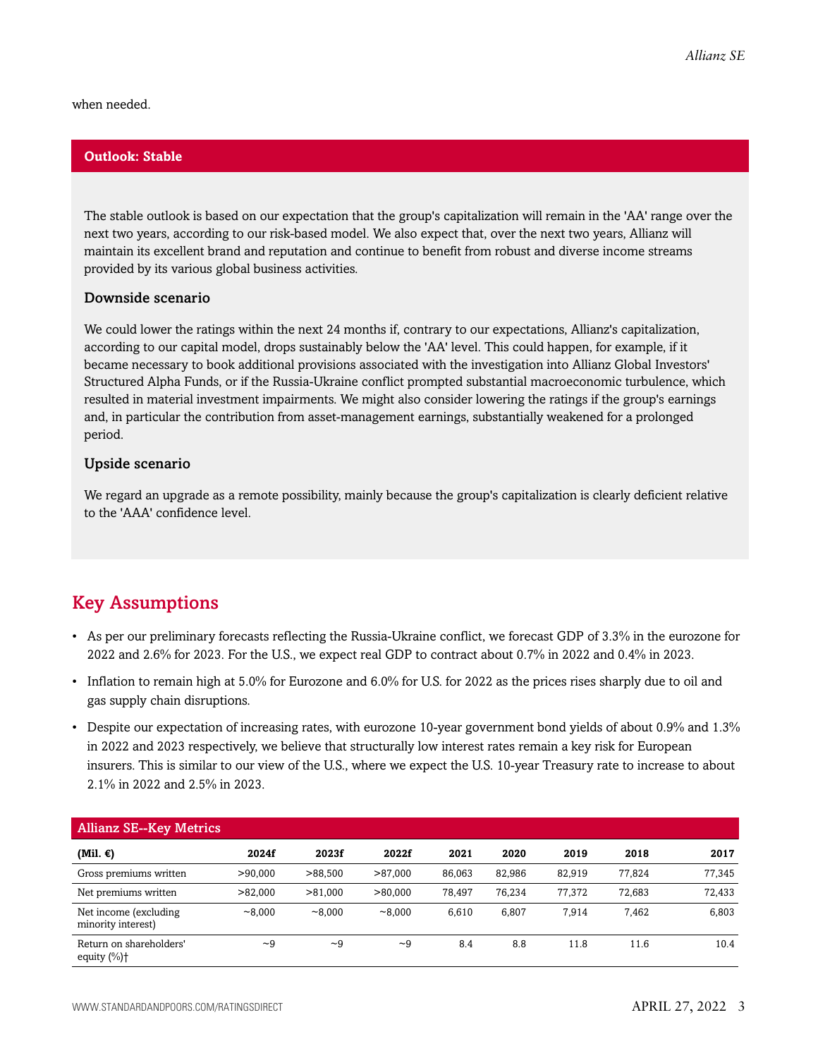when needed.

## Outlook: Stable

The stable outlook is based on our expectation that the group's capitalization will remain in the 'AA' range over the next two years, according to our risk-based model. We also expect that, over the next two years, Allianz will maintain its excellent brand and reputation and continue to benefit from robust and diverse income streams provided by its various global business activities.

### Downside scenario

We could lower the ratings within the next 24 months if, contrary to our expectations, Allianz's capitalization, according to our capital model, drops sustainably below the 'AA' level. This could happen, for example, if it became necessary to book additional provisions associated with the investigation into Allianz Global Investors' Structured Alpha Funds, or if the Russia-Ukraine conflict prompted substantial macroeconomic turbulence, which resulted in material investment impairments. We might also consider lowering the ratings if the group's earnings and, in particular the contribution from asset-management earnings, substantially weakened for a prolonged period.

### Upside scenario

We regard an upgrade as a remote possibility, mainly because the group's capitalization is clearly deficient relative to the 'AAA' confidence level.

## Key Assumptions

- As per our preliminary forecasts reflecting the Russia-Ukraine conflict, we forecast GDP of 3.3% in the eurozone for 2022 and 2.6% for 2023. For the U.S., we expect real GDP to contract about 0.7% in 2022 and 0.4% in 2023.
- Inflation to remain high at 5.0% for Eurozone and 6.0% for U.S. for 2022 as the prices rises sharply due to oil and gas supply chain disruptions.
- Despite our expectation of increasing rates, with eurozone 10-year government bond yields of about 0.9% and 1.3% in 2022 and 2023 respectively, we believe that structurally low interest rates remain a key risk for European insurers. This is similar to our view of the U.S., where we expect the U.S. 10-year Treasury rate to increase to about 2.1% in 2022 and 2.5% in 2023.

**Allianz SE--Key Metrics**

| (Mil. €) | 2024f | 2023f | 2022f | 2021 | 2020 | 2019 | 2018 | 2017 |
|---|---|---|---|---|---|---|---|---|
| Gross premiums written | >90,000 | >88,500 | >87,000 | 86,063 | 82,986 | 82,919 | 77,824 | 77,345 |
| Net premiums written | >82,000 | >81,000 | >80,000 | 78,497 | 76,234 | 77,372 | 72,683 | 72,433 |
| Net income (excluding minority interest) | ~8,000 | ~8,000 | ~8,000 | 6,610 | 6,807 | 7,914 | 7,462 | 6,803 |
| Return on shareholders' equity (%)† | ~9 | ~9 | ~9 | 8.4 | 8.8 | 11.8 | 11.6 | 10.4 |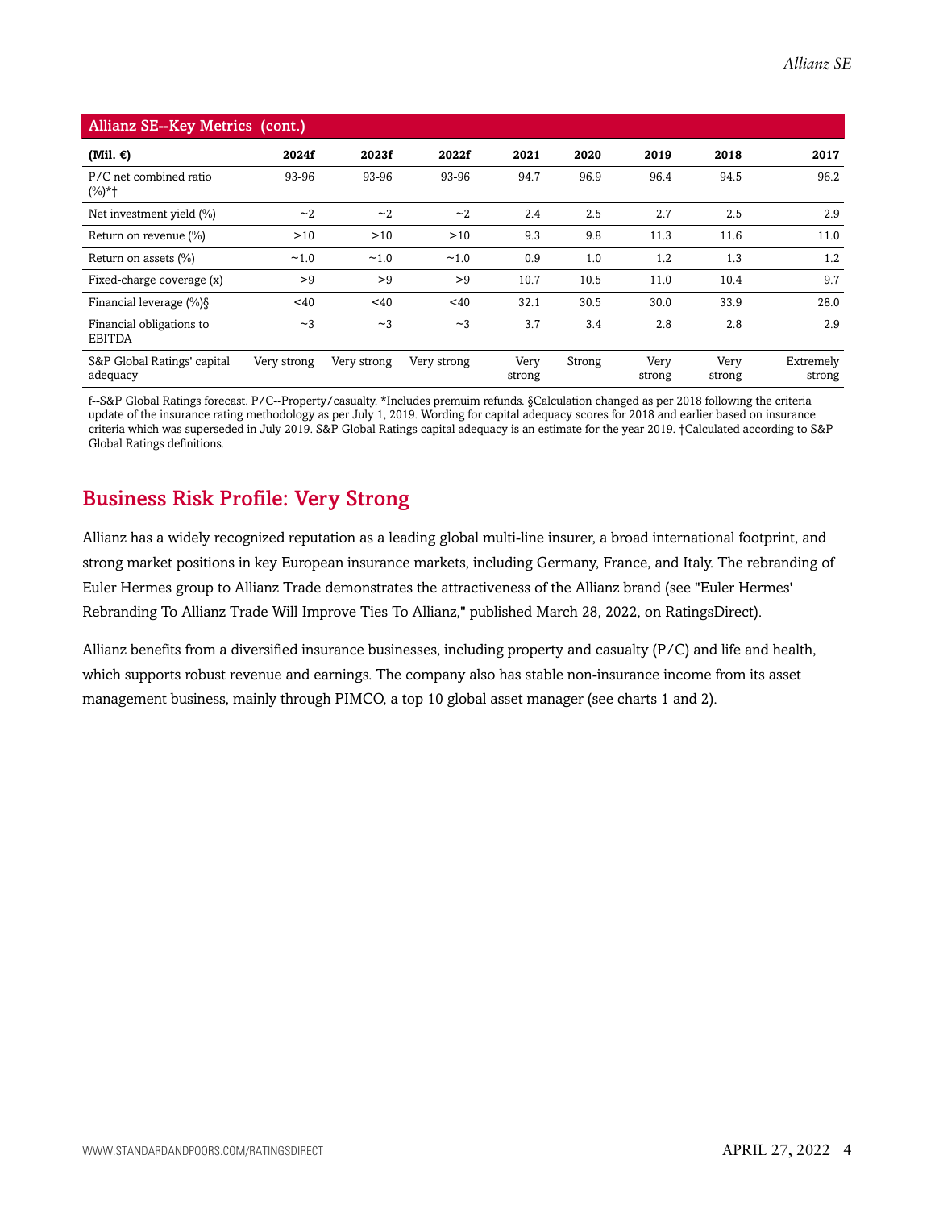| Allianz SE--Key Metrics (cont.) | | | | | | | | |
|---|---|---|---|---|---|---|---|---|
| **(Mil. €)** | **2024f** | **2023f** | **2022f** | **2021** | **2020** | **2019** | **2018** | **2017** |
| P/C net combined ratio (%)*† | 93-96 | 93-96 | 93-96 | 94.7 | 96.9 | 96.4 | 94.5 | 96.2 |
| Net investment yield (%) | ~2 | ~2 | ~2 | 2.4 | 2.5 | 2.7 | 2.5 | 2.9 |
| Return on revenue (%) | >10 | >10 | >10 | 9.3 | 9.8 | 11.3 | 11.6 | 11.0 |
| Return on assets (%) | ~1.0 | ~1.0 | ~1.0 | 0.9 | 1.0 | 1.2 | 1.3 | 1.2 |
| Fixed-charge coverage (x) | >9 | >9 | >9 | 10.7 | 10.5 | 11.0 | 10.4 | 9.7 |
| Financial leverage (%)§ | <40 | <40 | <40 | 32.1 | 30.5 | 30.0 | 33.9 | 28.0 |
| Financial obligations to EBITDA | ~3 | ~3 | ~3 | 3.7 | 3.4 | 2.8 | 2.8 | 2.9 |
| S&P Global Ratings' capital adequacy | Very strong | Very strong | Very strong | Very strong | Strong | Very strong | Very strong | Extremely strong |

f--S&P Global Ratings forecast. P/C--Property/casualty. *Includes premuim refunds. §Calculation changed as per 2018 following the criteria update of the insurance rating methodology as per July 1, 2019. Wording for capital adequacy scores for 2018 and earlier based on insurance criteria which was superseded in July 2019. S&P Global Ratings capital adequacy is an estimate for the year 2019. †Calculated according to S&P Global Ratings definitions.

## Business Risk Profile: Very Strong

Allianz has a widely recognized reputation as a leading global multi-line insurer, a broad international footprint, and strong market positions in key European insurance markets, including Germany, France, and Italy. The rebranding of Euler Hermes group to Allianz Trade demonstrates the attractiveness of the Allianz brand (see "Euler Hermes' Rebranding To Allianz Trade Will Improve Ties To Allianz," published March 28, 2022, on RatingsDirect).

Allianz benefits from a diversified insurance businesses, including property and casualty (P/C) and life and health, which supports robust revenue and earnings. The company also has stable non-insurance income from its asset management business, mainly through PIMCO, a top 10 global asset manager (see charts 1 and 2).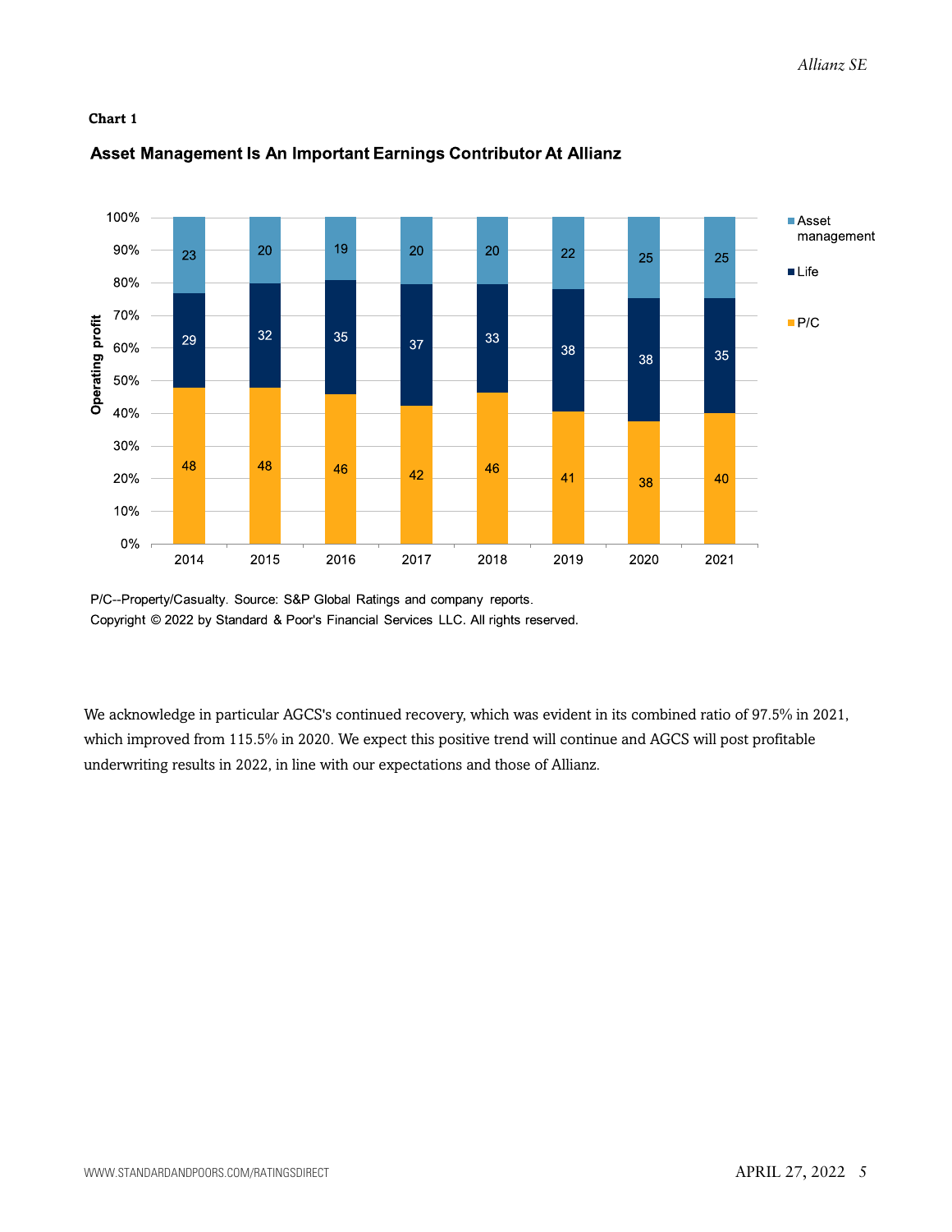**Chart 1**

**Asset Management Is An Important Earnings Contributor At Allianz**

| Operating profit (%) | 2014 | 2015 | 2016 | 2017 | 2018 | 2019 | 2020 | 2021 |
|---|---|---|---|---|---|---|---|---|
| Asset management | 23 | 20 | 19 | 20 | 20 | 22 | 25 | 25 |
| Life | 29 | 32 | 35 | 37 | 33 | 38 | 38 | 35 |
| P/C | 48 | 48 | 46 | 42 | 46 | 41 | 38 | 40 |

P/C--Property/Casualty. Source: S&P Global Ratings and company reports.
Copyright © 2022 by Standard & Poor's Financial Services LLC. All rights reserved.

We acknowledge in particular AGCS's continued recovery, which was evident in its combined ratio of 97.5% in 2021, which improved from 115.5% in 2020. We expect this positive trend will continue and AGCS will post profitable underwriting results in 2022, in line with our expectations and those of Allianz.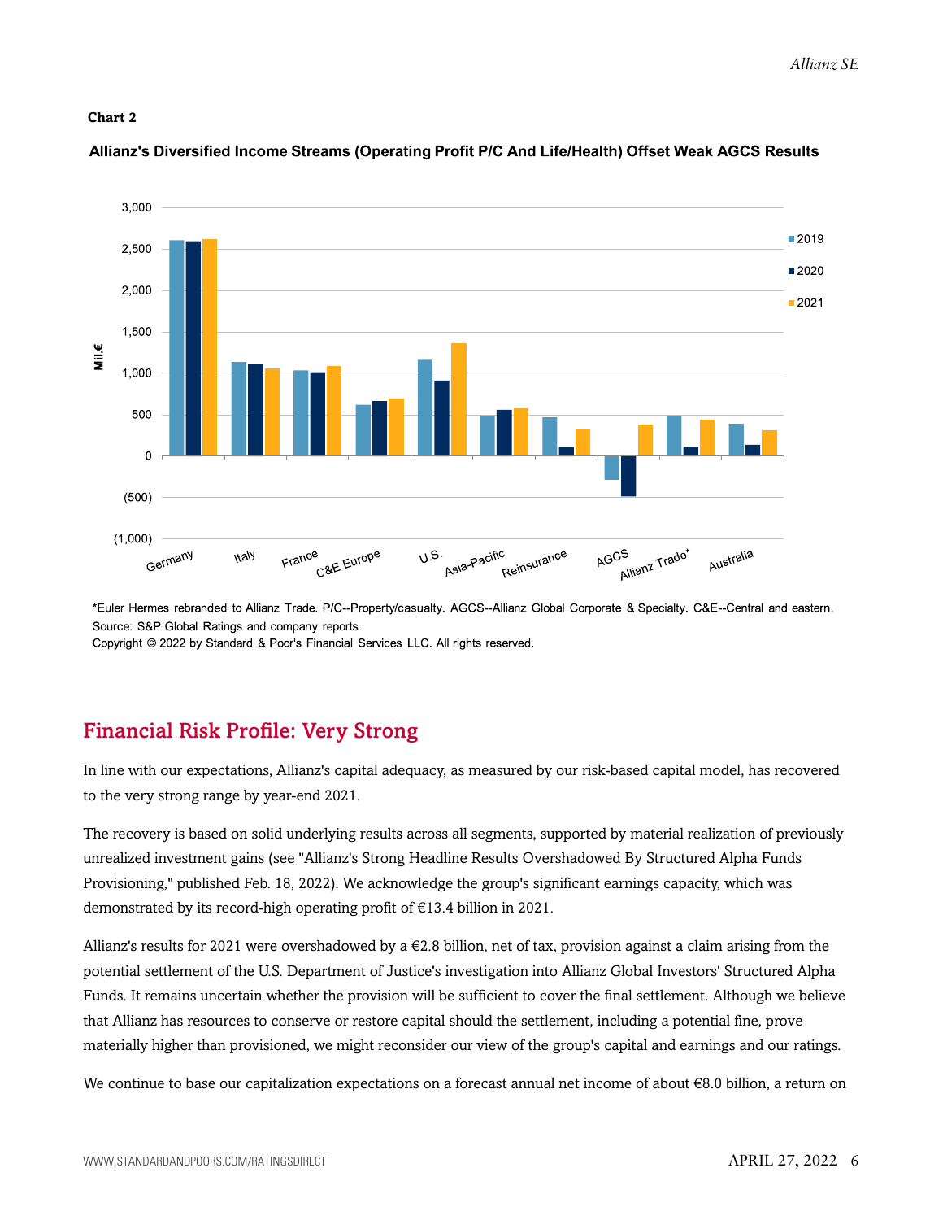**Chart 2**

**Allianz's Diversified Income Streams (Operating Profit P/C And Life/Health) Offset Weak AGCS Results**

*Euler Hermes rebranded to Allianz Trade. P/C--Property/casualty. AGCS--Allianz Global Corporate & Specialty. C&E--Central and eastern.
Source: S&P Global Ratings and company reports.
Copyright © 2022 by Standard & Poor's Financial Services LLC. All rights reserved.

## Financial Risk Profile: Very Strong

In line with our expectations, Allianz's capital adequacy, as measured by our risk-based capital model, has recovered to the very strong range by year-end 2021.

The recovery is based on solid underlying results across all segments, supported by material realization of previously unrealized investment gains (see "Allianz's Strong Headline Results Overshadowed By Structured Alpha Funds Provisioning," published Feb. 18, 2022). We acknowledge the group's significant earnings capacity, which was demonstrated by its record-high operating profit of €13.4 billion in 2021.

Allianz's results for 2021 were overshadowed by a €2.8 billion, net of tax, provision against a claim arising from the potential settlement of the U.S. Department of Justice's investigation into Allianz Global Investors' Structured Alpha Funds. It remains uncertain whether the provision will be sufficient to cover the final settlement. Although we believe that Allianz has resources to conserve or restore capital should the settlement, including a potential fine, prove materially higher than provisioned, we might reconsider our view of the group's capital and earnings and our ratings.

We continue to base our capitalization expectations on a forecast annual net income of about €8.0 billion, a return on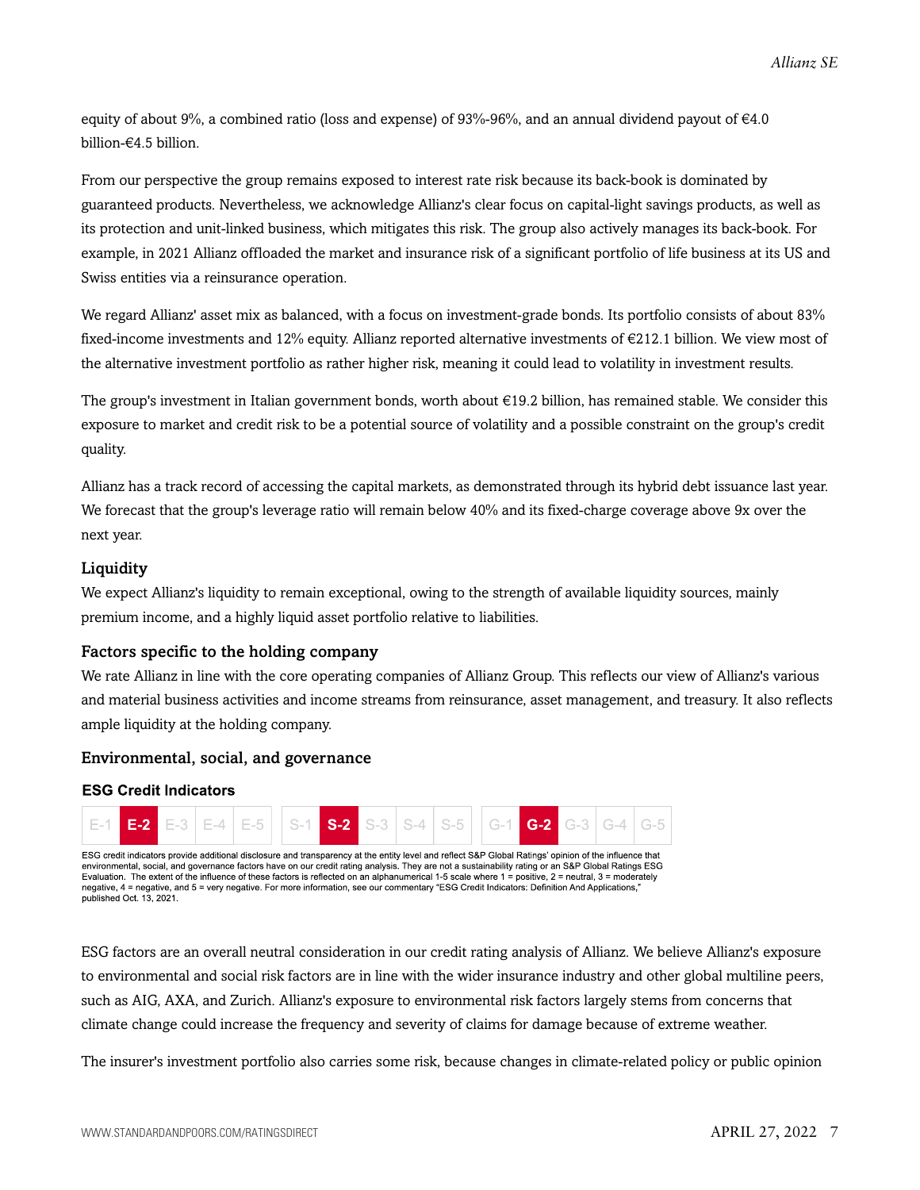equity of about 9%, a combined ratio (loss and expense) of 93%-96%, and an annual dividend payout of €4.0 billion-€4.5 billion.

From our perspective the group remains exposed to interest rate risk because its back-book is dominated by guaranteed products. Nevertheless, we acknowledge Allianz's clear focus on capital-light savings products, as well as its protection and unit-linked business, which mitigates this risk. The group also actively manages its back-book. For example, in 2021 Allianz offloaded the market and insurance risk of a significant portfolio of life business at its US and Swiss entities via a reinsurance operation.

We regard Allianz' asset mix as balanced, with a focus on investment-grade bonds. Its portfolio consists of about 83% fixed-income investments and 12% equity. Allianz reported alternative investments of €212.1 billion. We view most of the alternative investment portfolio as rather higher risk, meaning it could lead to volatility in investment results.

The group's investment in Italian government bonds, worth about €19.2 billion, has remained stable. We consider this exposure to market and credit risk to be a potential source of volatility and a possible constraint on the group's credit quality.

Allianz has a track record of accessing the capital markets, as demonstrated through its hybrid debt issuance last year. We forecast that the group's leverage ratio will remain below 40% and its fixed-charge coverage above 9x over the next year.

### Liquidity

We expect Allianz's liquidity to remain exceptional, owing to the strength of available liquidity sources, mainly premium income, and a highly liquid asset portfolio relative to liabilities.

### Factors specific to the holding company

We rate Allianz in line with the core operating companies of Allianz Group. This reflects our view of Allianz's various and material business activities and income streams from reinsurance, asset management, and treasury. It also reflects ample liquidity at the holding company.

### Environmental, social, and governance

**ESG Credit Indicators**

| E-1 | **E-2** | E-3 | E-4 | E-5 | S-1 | **S-2** | S-3 | S-4 | S-5 | G-1 | **G-2** | G-3 | G-4 | G-5 |
|---|---|---|---|---|---|---|---|---|---|---|---|---|---|---|

ESG credit indicators provide additional disclosure and transparency at the entity level and reflect S&P Global Ratings' opinion of the influence that environmental, social, and governance factors have on our credit rating analysis. They are not a sustainability rating or an S&P Global Ratings ESG Evaluation. The extent of the influence of these factors is reflected on an alphanumerical 1-5 scale where 1 = positive, 2 = neutral, 3 = moderately negative, 4 = negative, and 5 = very negative. For more information, see our commentary "ESG Credit Indicators: Definition And Applications," published Oct. 13, 2021.

ESG factors are an overall neutral consideration in our credit rating analysis of Allianz. We believe Allianz's exposure to environmental and social risk factors are in line with the wider insurance industry and other global multiline peers, such as AIG, AXA, and Zurich. Allianz's exposure to environmental risk factors largely stems from concerns that climate change could increase the frequency and severity of claims for damage because of extreme weather.

The insurer's investment portfolio also carries some risk, because changes in climate-related policy or public opinion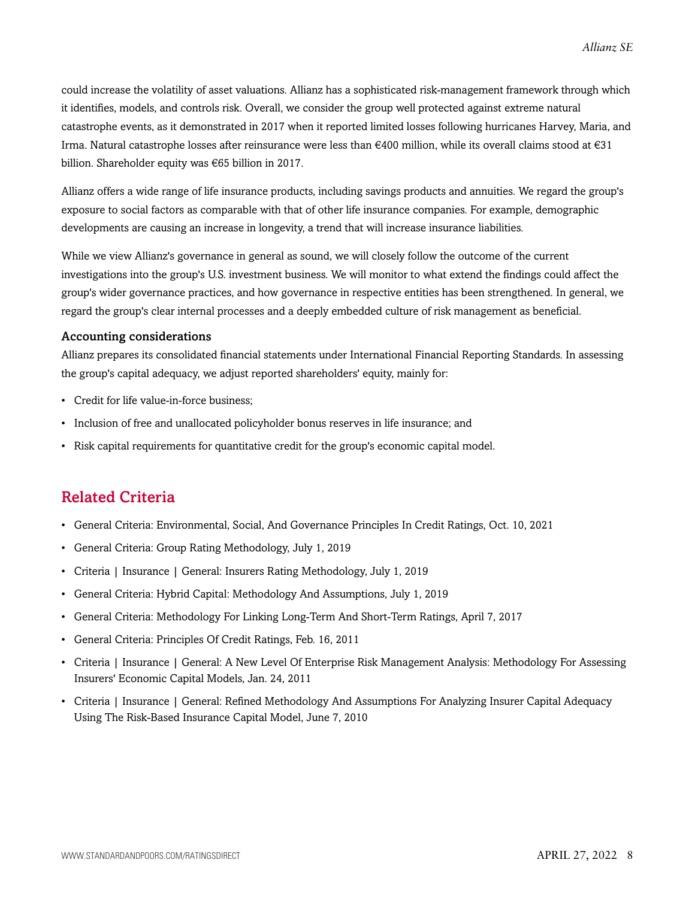could increase the volatility of asset valuations. Allianz has a sophisticated risk-management framework through which it identifies, models, and controls risk. Overall, we consider the group well protected against extreme natural catastrophe events, as it demonstrated in 2017 when it reported limited losses following hurricanes Harvey, Maria, and Irma. Natural catastrophe losses after reinsurance were less than €400 million, while its overall claims stood at €31 billion. Shareholder equity was €65 billion in 2017.

Allianz offers a wide range of life insurance products, including savings products and annuities. We regard the group's exposure to social factors as comparable with that of other life insurance companies. For example, demographic developments are causing an increase in longevity, a trend that will increase insurance liabilities.

While we view Allianz's governance in general as sound, we will closely follow the outcome of the current investigations into the group's U.S. investment business. We will monitor to what extend the findings could affect the group's wider governance practices, and how governance in respective entities has been strengthened. In general, we regard the group's clear internal processes and a deeply embedded culture of risk management as beneficial.

### Accounting considerations

Allianz prepares its consolidated financial statements under International Financial Reporting Standards. In assessing the group's capital adequacy, we adjust reported shareholders' equity, mainly for:

- Credit for life value-in-force business;
- Inclusion of free and unallocated policyholder bonus reserves in life insurance; and
- Risk capital requirements for quantitative credit for the group's economic capital model.

## Related Criteria

- General Criteria: Environmental, Social, And Governance Principles In Credit Ratings, Oct. 10, 2021
- General Criteria: Group Rating Methodology, July 1, 2019
- Criteria | Insurance | General: Insurers Rating Methodology, July 1, 2019
- General Criteria: Hybrid Capital: Methodology And Assumptions, July 1, 2019
- General Criteria: Methodology For Linking Long-Term And Short-Term Ratings, April 7, 2017
- General Criteria: Principles Of Credit Ratings, Feb. 16, 2011
- Criteria | Insurance | General: A New Level Of Enterprise Risk Management Analysis: Methodology For Assessing Insurers' Economic Capital Models, Jan. 24, 2011
- Criteria | Insurance | General: Refined Methodology And Assumptions For Analyzing Insurer Capital Adequacy Using The Risk-Based Insurance Capital Model, June 7, 2010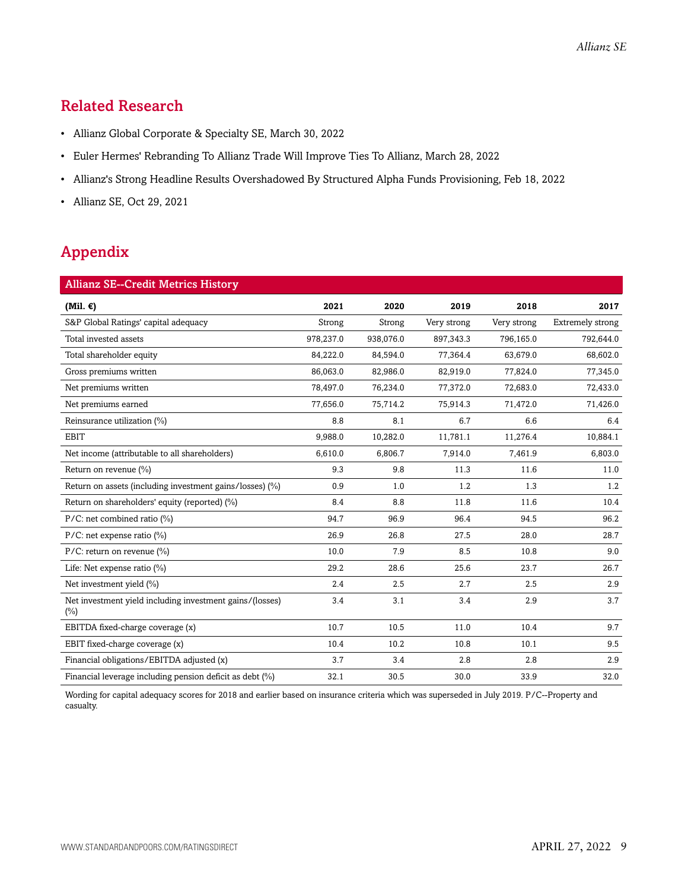## Related Research

- Allianz Global Corporate & Specialty SE, March 30, 2022
- Euler Hermes' Rebranding To Allianz Trade Will Improve Ties To Allianz, March 28, 2022
- Allianz's Strong Headline Results Overshadowed By Structured Alpha Funds Provisioning, Feb 18, 2022
- Allianz SE, Oct 29, 2021

## Appendix

**Allianz SE--Credit Metrics History**

| (Mil. €) | 2021 | 2020 | 2019 | 2018 | 2017 |
|---|---|---|---|---|---|
| S&P Global Ratings' capital adequacy | Strong | Strong | Very strong | Very strong | Extremely strong |
| Total invested assets | 978,237.0 | 938,076.0 | 897,343.3 | 796,165.0 | 792,644.0 |
| Total shareholder equity | 84,222.0 | 84,594.0 | 77,364.4 | 63,679.0 | 68,602.0 |
| Gross premiums written | 86,063.0 | 82,986.0 | 82,919.0 | 77,824.0 | 77,345.0 |
| Net premiums written | 78,497.0 | 76,234.0 | 77,372.0 | 72,683.0 | 72,433.0 |
| Net premiums earned | 77,656.0 | 75,714.2 | 75,914.3 | 71,472.0 | 71,426.0 |
| Reinsurance utilization (%) | 8.8 | 8.1 | 6.7 | 6.6 | 6.4 |
| EBIT | 9,988.0 | 10,282.0 | 11,781.1 | 11,276.4 | 10,884.1 |
| Net income (attributable to all shareholders) | 6,610.0 | 6,806.7 | 7,914.0 | 7,461.9 | 6,803.0 |
| Return on revenue (%) | 9.3 | 9.8 | 11.3 | 11.6 | 11.0 |
| Return on assets (including investment gains/losses) (%) | 0.9 | 1.0 | 1.2 | 1.3 | 1.2 |
| Return on shareholders' equity (reported) (%) | 8.4 | 8.8 | 11.8 | 11.6 | 10.4 |
| P/C: net combined ratio (%) | 94.7 | 96.9 | 96.4 | 94.5 | 96.2 |
| P/C: net expense ratio (%) | 26.9 | 26.8 | 27.5 | 28.0 | 28.7 |
| P/C: return on revenue (%) | 10.0 | 7.9 | 8.5 | 10.8 | 9.0 |
| Life: Net expense ratio (%) | 29.2 | 28.6 | 25.6 | 23.7 | 26.7 |
| Net investment yield (%) | 2.4 | 2.5 | 2.7 | 2.5 | 2.9 |
| Net investment yield including investment gains/(losses) (%) | 3.4 | 3.1 | 3.4 | 2.9 | 3.7 |
| EBITDA fixed-charge coverage (x) | 10.7 | 10.5 | 11.0 | 10.4 | 9.7 |
| EBIT fixed-charge coverage (x) | 10.4 | 10.2 | 10.8 | 10.1 | 9.5 |
| Financial obligations/EBITDA adjusted (x) | 3.7 | 3.4 | 2.8 | 2.8 | 2.9 |
| Financial leverage including pension deficit as debt (%) | 32.1 | 30.5 | 30.0 | 33.9 | 32.0 |

Wording for capital adequacy scores for 2018 and earlier based on insurance criteria which was superseded in July 2019. P/C--Property and casualty.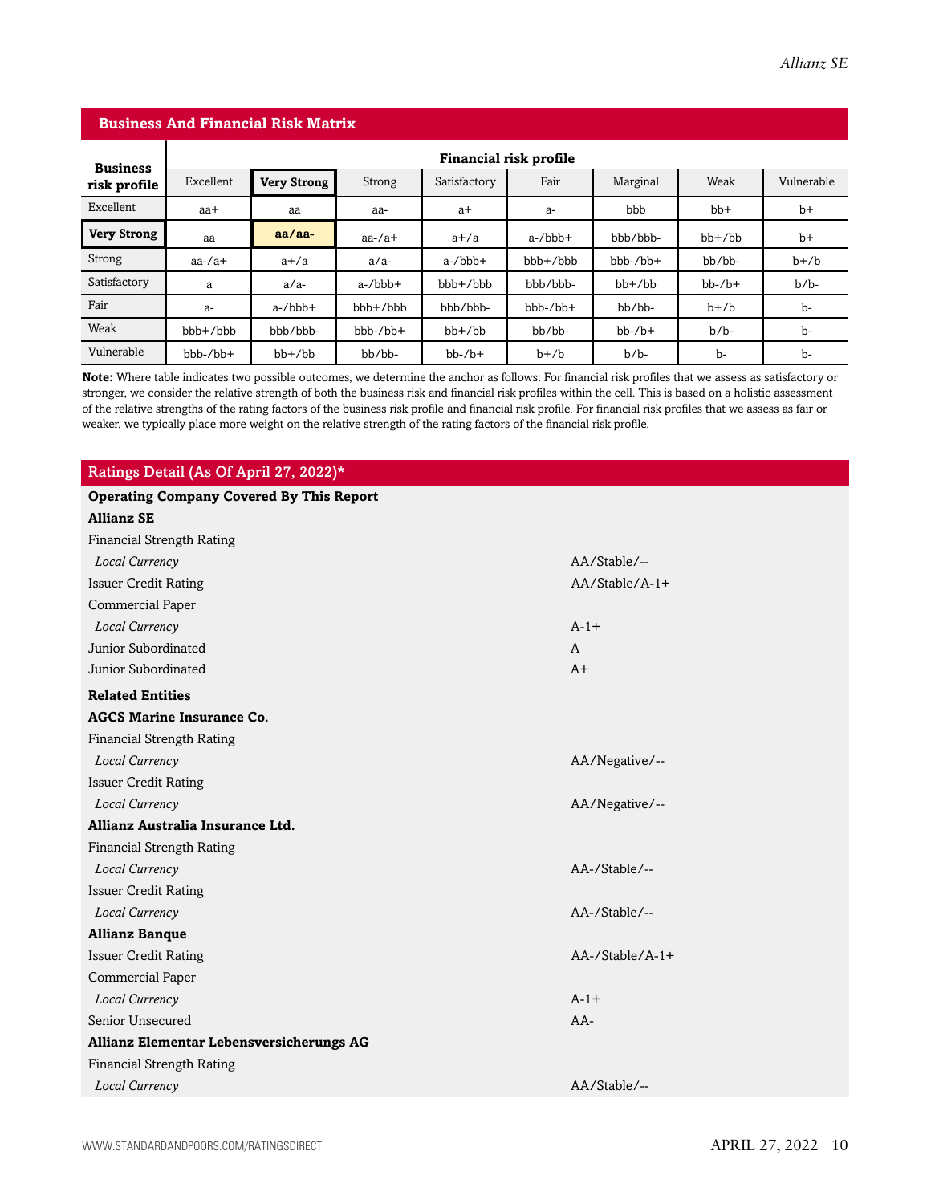## Business And Financial Risk Matrix

| Business risk profile | Financial risk profile | | | | | | | |
|---|---|---|---|---|---|---|---|---|
| | Excellent | **Very Strong** | Strong | Satisfactory | Fair | Marginal | Weak | Vulnerable |
| Excellent | aa+ | aa | aa- | a+ | a- | bbb | bb+ | b+ |
| **Very Strong** | aa | **aa/aa-** | aa-/a+ | a+/a | a-/bbb+ | bbb/bbb- | bb+/bb | b+ |
| Strong | aa-/a+ | a+/a | a/a- | a-/bbb+ | bbb+/bbb | bbb-/bb+ | bb/bb- | b+/b |
| Satisfactory | a | a/a- | a-/bbb+ | bbb+/bbb | bbb/bbb- | bb+/bb | bb-/b+ | b/b- |
| Fair | a- | a-/bbb+ | bbb+/bbb | bbb/bbb- | bbb-/bb+ | bb/bb- | b+/b | b- |
| Weak | bbb+/bbb | bbb/bbb- | bbb-/bb+ | bb+/bb | bb/bb- | bb-/b+ | b/b- | b- |
| Vulnerable | bbb-/bb+ | bb+/bb | bb/bb- | bb-/b+ | b+/b | b/b- | b- | b- |

**Note:** Where table indicates two possible outcomes, we determine the anchor as follows: For financial risk profiles that we assess as satisfactory or stronger, we consider the relative strength of both the business risk and financial risk profiles within the cell. This is based on a holistic assessment of the relative strengths of the rating factors of the business risk profile and financial risk profile. For financial risk profiles that we assess as fair or weaker, we typically place more weight on the relative strength of the rating factors of the financial risk profile.

## Ratings Detail (As Of April 27, 2022)*

| | |
|---|---|
| **Operating Company Covered By This Report** | |
| **Allianz SE** | |
| Financial Strength Rating | |
| *Local Currency* | AA/Stable/-- |
| Issuer Credit Rating | AA/Stable/A-1+ |
| Commercial Paper | |
| *Local Currency* | A-1+ |
| Junior Subordinated | A |
| Junior Subordinated | A+ |
| **Related Entities** | |
| **AGCS Marine Insurance Co.** | |
| Financial Strength Rating | |
| *Local Currency* | AA/Negative/-- |
| Issuer Credit Rating | |
| *Local Currency* | AA/Negative/-- |
| **Allianz Australia Insurance Ltd.** | |
| Financial Strength Rating | |
| *Local Currency* | AA-/Stable/-- |
| Issuer Credit Rating | |
| *Local Currency* | AA-/Stable/-- |
| **Allianz Banque** | |
| Issuer Credit Rating | AA-/Stable/A-1+ |
| Commercial Paper | |
| *Local Currency* | A-1+ |
| Senior Unsecured | AA- |
| **Allianz Elementar Lebensversicherungs AG** | |
| Financial Strength Rating | |
| *Local Currency* | AA/Stable/-- |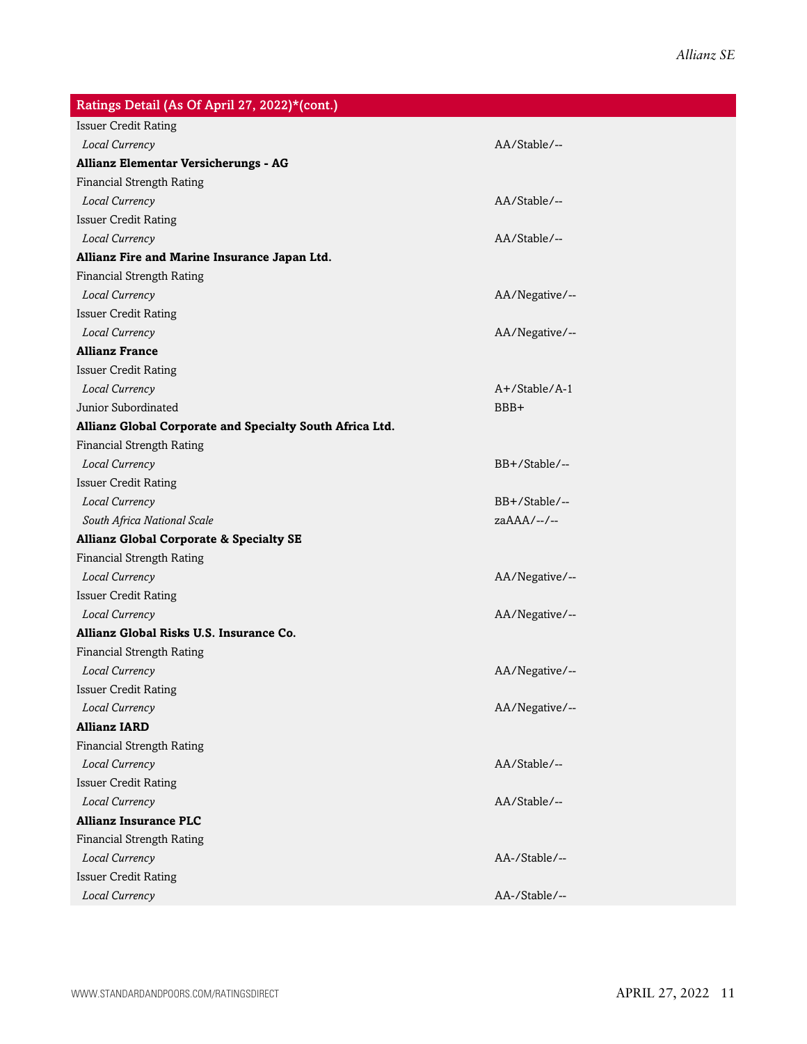| Ratings Detail (As Of April 27, 2022)*(cont.) | |
|---|---|
| Issuer Credit Rating | |
| *Local Currency* | AA/Stable/-- |
| **Allianz Elementar Versicherungs - AG** | |
| Financial Strength Rating | |
| *Local Currency* | AA/Stable/-- |
| Issuer Credit Rating | |
| *Local Currency* | AA/Stable/-- |
| **Allianz Fire and Marine Insurance Japan Ltd.** | |
| Financial Strength Rating | |
| *Local Currency* | AA/Negative/-- |
| Issuer Credit Rating | |
| *Local Currency* | AA/Negative/-- |
| **Allianz France** | |
| Issuer Credit Rating | |
| *Local Currency* | A+/Stable/A-1 |
| Junior Subordinated | BBB+ |
| **Allianz Global Corporate and Specialty South Africa Ltd.** | |
| Financial Strength Rating | |
| *Local Currency* | BB+/Stable/-- |
| Issuer Credit Rating | |
| *Local Currency* | BB+/Stable/-- |
| *South Africa National Scale* | zaAAA/--/-- |
| **Allianz Global Corporate & Specialty SE** | |
| Financial Strength Rating | |
| *Local Currency* | AA/Negative/-- |
| Issuer Credit Rating | |
| *Local Currency* | AA/Negative/-- |
| **Allianz Global Risks U.S. Insurance Co.** | |
| Financial Strength Rating | |
| *Local Currency* | AA/Negative/-- |
| Issuer Credit Rating | |
| *Local Currency* | AA/Negative/-- |
| **Allianz IARD** | |
| Financial Strength Rating | |
| *Local Currency* | AA/Stable/-- |
| Issuer Credit Rating | |
| *Local Currency* | AA/Stable/-- |
| **Allianz Insurance PLC** | |
| Financial Strength Rating | |
| *Local Currency* | AA-/Stable/-- |
| Issuer Credit Rating | |
| *Local Currency* | AA-/Stable/-- |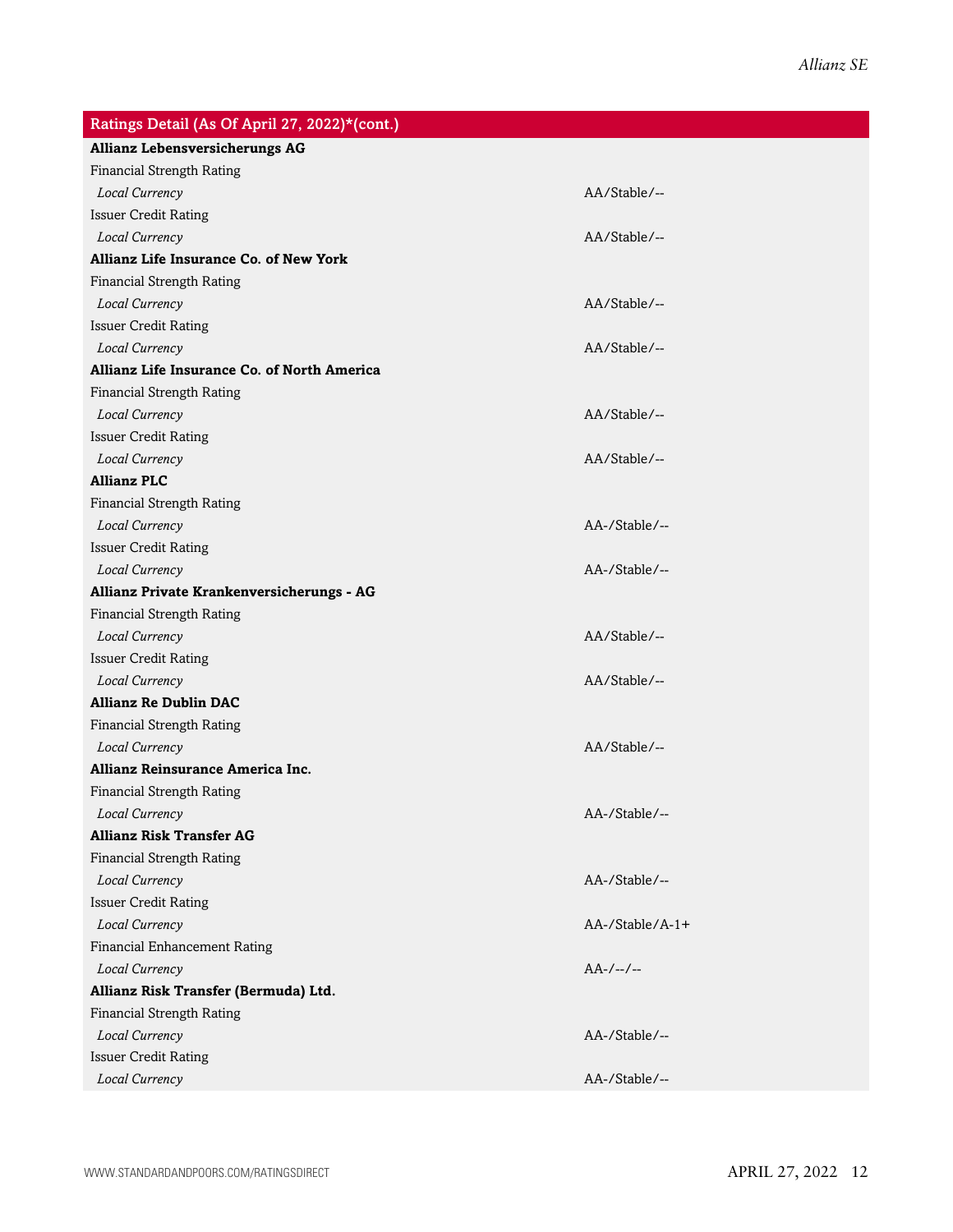| Ratings Detail (As Of April 27, 2022)*(cont.) | |
|---|---|
| **Allianz Lebensversicherungs AG** | |
| Financial Strength Rating | |
| *Local Currency* | AA/Stable/-- |
| Issuer Credit Rating | |
| *Local Currency* | AA/Stable/-- |
| **Allianz Life Insurance Co. of New York** | |
| Financial Strength Rating | |
| *Local Currency* | AA/Stable/-- |
| Issuer Credit Rating | |
| *Local Currency* | AA/Stable/-- |
| **Allianz Life Insurance Co. of North America** | |
| Financial Strength Rating | |
| *Local Currency* | AA/Stable/-- |
| Issuer Credit Rating | |
| *Local Currency* | AA/Stable/-- |
| **Allianz PLC** | |
| Financial Strength Rating | |
| *Local Currency* | AA-/Stable/-- |
| Issuer Credit Rating | |
| *Local Currency* | AA-/Stable/-- |
| **Allianz Private Krankenversicherungs - AG** | |
| Financial Strength Rating | |
| *Local Currency* | AA/Stable/-- |
| Issuer Credit Rating | |
| *Local Currency* | AA/Stable/-- |
| **Allianz Re Dublin DAC** | |
| Financial Strength Rating | |
| *Local Currency* | AA/Stable/-- |
| **Allianz Reinsurance America Inc.** | |
| Financial Strength Rating | |
| *Local Currency* | AA-/Stable/-- |
| **Allianz Risk Transfer AG** | |
| Financial Strength Rating | |
| *Local Currency* | AA-/Stable/-- |
| Issuer Credit Rating | |
| *Local Currency* | AA-/Stable/A-1+ |
| Financial Enhancement Rating | |
| *Local Currency* | AA-/--/-- |
| **Allianz Risk Transfer (Bermuda) Ltd.** | |
| Financial Strength Rating | |
| *Local Currency* | AA-/Stable/-- |
| Issuer Credit Rating | |
| *Local Currency* | AA-/Stable/-- |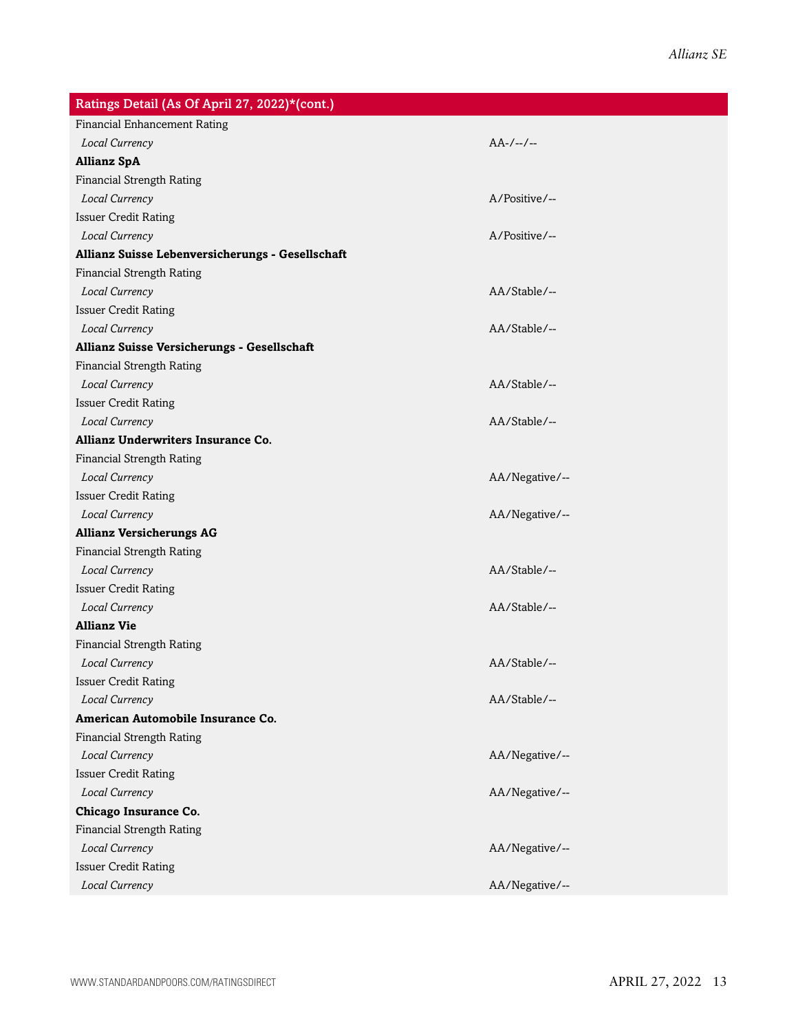| Ratings Detail (As Of April 27, 2022)*(cont.) | |
|---|---|
| Financial Enhancement Rating | |
| *Local Currency* | AA-/--/-- |
| **Allianz SpA** | |
| Financial Strength Rating | |
| *Local Currency* | A/Positive/-- |
| Issuer Credit Rating | |
| *Local Currency* | A/Positive/-- |
| **Allianz Suisse Lebenversicherungs - Gesellschaft** | |
| Financial Strength Rating | |
| *Local Currency* | AA/Stable/-- |
| Issuer Credit Rating | |
| *Local Currency* | AA/Stable/-- |
| **Allianz Suisse Versicherungs - Gesellschaft** | |
| Financial Strength Rating | |
| *Local Currency* | AA/Stable/-- |
| Issuer Credit Rating | |
| *Local Currency* | AA/Stable/-- |
| **Allianz Underwriters Insurance Co.** | |
| Financial Strength Rating | |
| *Local Currency* | AA/Negative/-- |
| Issuer Credit Rating | |
| *Local Currency* | AA/Negative/-- |
| **Allianz Versicherungs AG** | |
| Financial Strength Rating | |
| *Local Currency* | AA/Stable/-- |
| Issuer Credit Rating | |
| *Local Currency* | AA/Stable/-- |
| **Allianz Vie** | |
| Financial Strength Rating | |
| *Local Currency* | AA/Stable/-- |
| Issuer Credit Rating | |
| *Local Currency* | AA/Stable/-- |
| **American Automobile Insurance Co.** | |
| Financial Strength Rating | |
| *Local Currency* | AA/Negative/-- |
| Issuer Credit Rating | |
| *Local Currency* | AA/Negative/-- |
| **Chicago Insurance Co.** | |
| Financial Strength Rating | |
| *Local Currency* | AA/Negative/-- |
| Issuer Credit Rating | |
| *Local Currency* | AA/Negative/-- |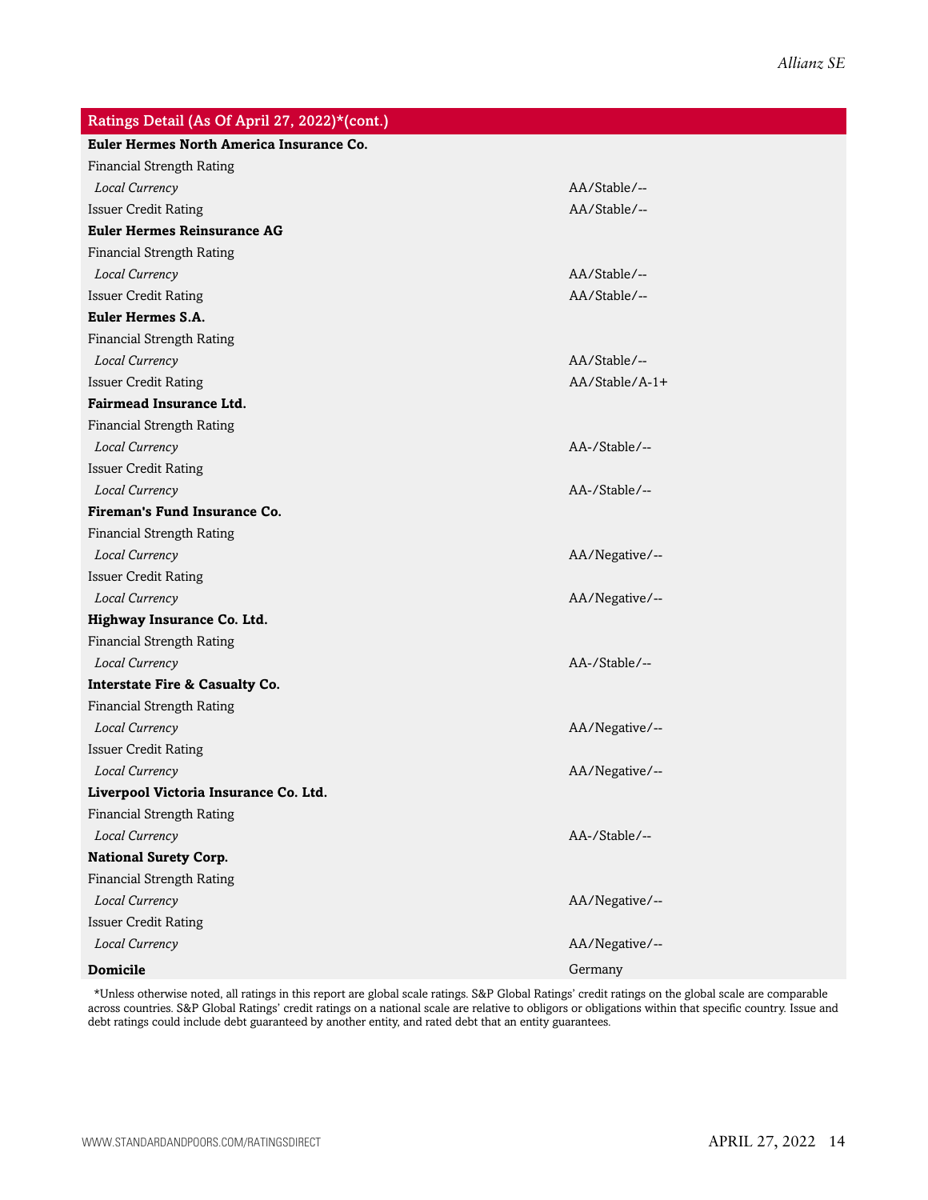| Ratings Detail (As Of April 27, 2022)*(cont.) | |
|---|---|
| **Euler Hermes North America Insurance Co.** | |
| Financial Strength Rating | |
| *Local Currency* | AA/Stable/-- |
| Issuer Credit Rating | AA/Stable/-- |
| **Euler Hermes Reinsurance AG** | |
| Financial Strength Rating | |
| *Local Currency* | AA/Stable/-- |
| Issuer Credit Rating | AA/Stable/-- |
| **Euler Hermes S.A.** | |
| Financial Strength Rating | |
| *Local Currency* | AA/Stable/-- |
| Issuer Credit Rating | AA/Stable/A-1+ |
| **Fairmead Insurance Ltd.** | |
| Financial Strength Rating | |
| *Local Currency* | AA-/Stable/-- |
| Issuer Credit Rating | |
| *Local Currency* | AA-/Stable/-- |
| **Fireman's Fund Insurance Co.** | |
| Financial Strength Rating | |
| *Local Currency* | AA/Negative/-- |
| Issuer Credit Rating | |
| *Local Currency* | AA/Negative/-- |
| **Highway Insurance Co. Ltd.** | |
| Financial Strength Rating | |
| *Local Currency* | AA-/Stable/-- |
| **Interstate Fire & Casualty Co.** | |
| Financial Strength Rating | |
| *Local Currency* | AA/Negative/-- |
| Issuer Credit Rating | |
| *Local Currency* | AA/Negative/-- |
| **Liverpool Victoria Insurance Co. Ltd.** | |
| Financial Strength Rating | |
| *Local Currency* | AA-/Stable/-- |
| **National Surety Corp.** | |
| Financial Strength Rating | |
| *Local Currency* | AA/Negative/-- |
| Issuer Credit Rating | |
| *Local Currency* | AA/Negative/-- |
| **Domicile** | Germany |

*Unless otherwise noted, all ratings in this report are global scale ratings. S&P Global Ratings' credit ratings on the global scale are comparable across countries. S&P Global Ratings' credit ratings on a national scale are relative to obligors or obligations within that specific country. Issue and debt ratings could include debt guaranteed by another entity, and rated debt that an entity guarantees.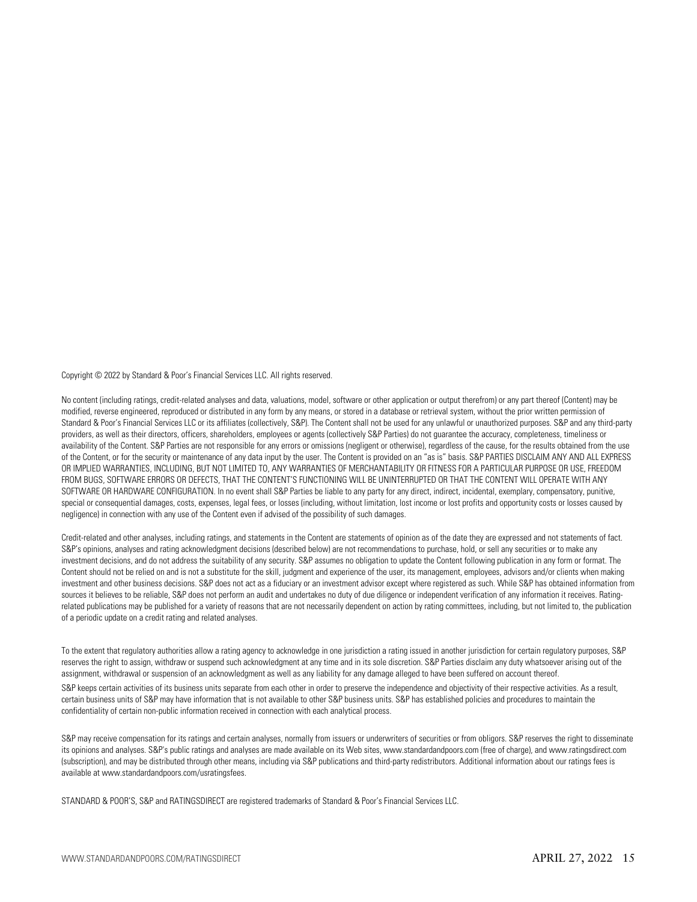Copyright © 2022 by Standard & Poor's Financial Services LLC. All rights reserved.

No content (including ratings, credit-related analyses and data, valuations, model, software or other application or output therefrom) or any part thereof (Content) may be modified, reverse engineered, reproduced or distributed in any form by any means, or stored in a database or retrieval system, without the prior written permission of Standard & Poor's Financial Services LLC or its affiliates (collectively, S&P). The Content shall not be used for any unlawful or unauthorized purposes. S&P and any third-party providers, as well as their directors, officers, shareholders, employees or agents (collectively S&P Parties) do not guarantee the accuracy, completeness, timeliness or availability of the Content. S&P Parties are not responsible for any errors or omissions (negligent or otherwise), regardless of the cause, for the results obtained from the use of the Content, or for the security or maintenance of any data input by the user. The Content is provided on an "as is" basis. S&P PARTIES DISCLAIM ANY AND ALL EXPRESS OR IMPLIED WARRANTIES, INCLUDING, BUT NOT LIMITED TO, ANY WARRANTIES OF MERCHANTABILITY OR FITNESS FOR A PARTICULAR PURPOSE OR USE, FREEDOM FROM BUGS, SOFTWARE ERRORS OR DEFECTS, THAT THE CONTENT'S FUNCTIONING WILL BE UNINTERRUPTED OR THAT THE CONTENT WILL OPERATE WITH ANY SOFTWARE OR HARDWARE CONFIGURATION. In no event shall S&P Parties be liable to any party for any direct, indirect, incidental, exemplary, compensatory, punitive, special or consequential damages, costs, expenses, legal fees, or losses (including, without limitation, lost income or lost profits and opportunity costs or losses caused by negligence) in connection with any use of the Content even if advised of the possibility of such damages.

Credit-related and other analyses, including ratings, and statements in the Content are statements of opinion as of the date they are expressed and not statements of fact. S&P's opinions, analyses and rating acknowledgment decisions (described below) are not recommendations to purchase, hold, or sell any securities or to make any investment decisions, and do not address the suitability of any security. S&P assumes no obligation to update the Content following publication in any form or format. The Content should not be relied on and is not a substitute for the skill, judgment and experience of the user, its management, employees, advisors and/or clients when making investment and other business decisions. S&P does not act as a fiduciary or an investment advisor except where registered as such. While S&P has obtained information from sources it believes to be reliable, S&P does not perform an audit and undertakes no duty of due diligence or independent verification of any information it receives. Rating-related publications may be published for a variety of reasons that are not necessarily dependent on action by rating committees, including, but not limited to, the publication of a periodic update on a credit rating and related analyses.

To the extent that regulatory authorities allow a rating agency to acknowledge in one jurisdiction a rating issued in another jurisdiction for certain regulatory purposes, S&P reserves the right to assign, withdraw or suspend such acknowledgment at any time and in its sole discretion. S&P Parties disclaim any duty whatsoever arising out of the assignment, withdrawal or suspension of an acknowledgment as well as any liability for any damage alleged to have been suffered on account thereof.

S&P keeps certain activities of its business units separate from each other in order to preserve the independence and objectivity of their respective activities. As a result, certain business units of S&P may have information that is not available to other S&P business units. S&P has established policies and procedures to maintain the confidentiality of certain non-public information received in connection with each analytical process.

S&P may receive compensation for its ratings and certain analyses, normally from issuers or underwriters of securities or from obligors. S&P reserves the right to disseminate its opinions and analyses. S&P's public ratings and analyses are made available on its Web sites, www.standardandpoors.com (free of charge), and www.ratingsdirect.com (subscription), and may be distributed through other means, including via S&P publications and third-party redistributors. Additional information about our ratings fees is available at www.standardandpoors.com/usratingsfees.

STANDARD & POOR'S, S&P and RATINGSDIRECT are registered trademarks of Standard & Poor's Financial Services LLC.